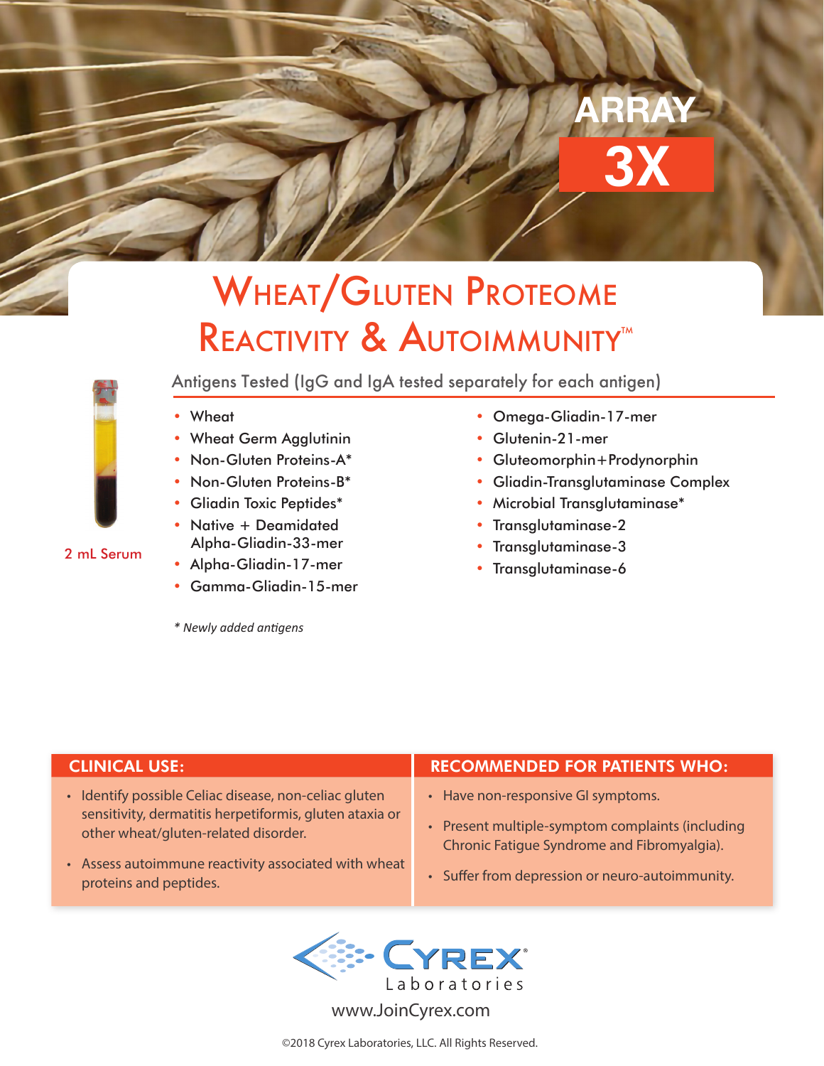ARRAY

3X

# Wheat/Gluten Proteome Reactivity & Autoimmunity™

2 mL Serum

## Antigens Tested (IgG and IgA tested separately for each antigen)

- Wheat
- Wheat Germ Agglutinin
- Non-Gluten Proteins-A*
- Non-Gluten Proteins-B*
- Gliadin Toxic Peptides*
- Native + Deamidated Alpha-Gliadin-33-mer
- Alpha-Gliadin-17-mer
- Gamma-Gliadin-15-mer
- Omega-Gliadin-17-mer
- Glutenin-21-mer
- Gluteomorphin+Prodynorphin
- Gliadin-Transglutaminase Complex
- Microbial Transglutaminase*
- Transglutaminase-2
- Transglutaminase-3
- Transglutaminase-6

*\* Newly added antigens*

## CLINICAL USE:

- Identify possible Celiac disease, non-celiac gluten sensitivity, dermatitis herpetiformis, gluten ataxia or other wheat/gluten-related disorder.
- Assess autoimmune reactivity associated with wheat proteins and peptides.

## RECOMMENDED FOR PATIENTS WHO:

- Have non-responsive GI symptoms.
- Present multiple-symptom complaints (including Chronic Fatigue Syndrome and Fibromyalgia).
- Suffer from depression or neuro-autoimmunity.

Cyrex® Laboratories

www.JoinCyrex.com

©2018 Cyrex Laboratories, LLC. All Rights Reserved.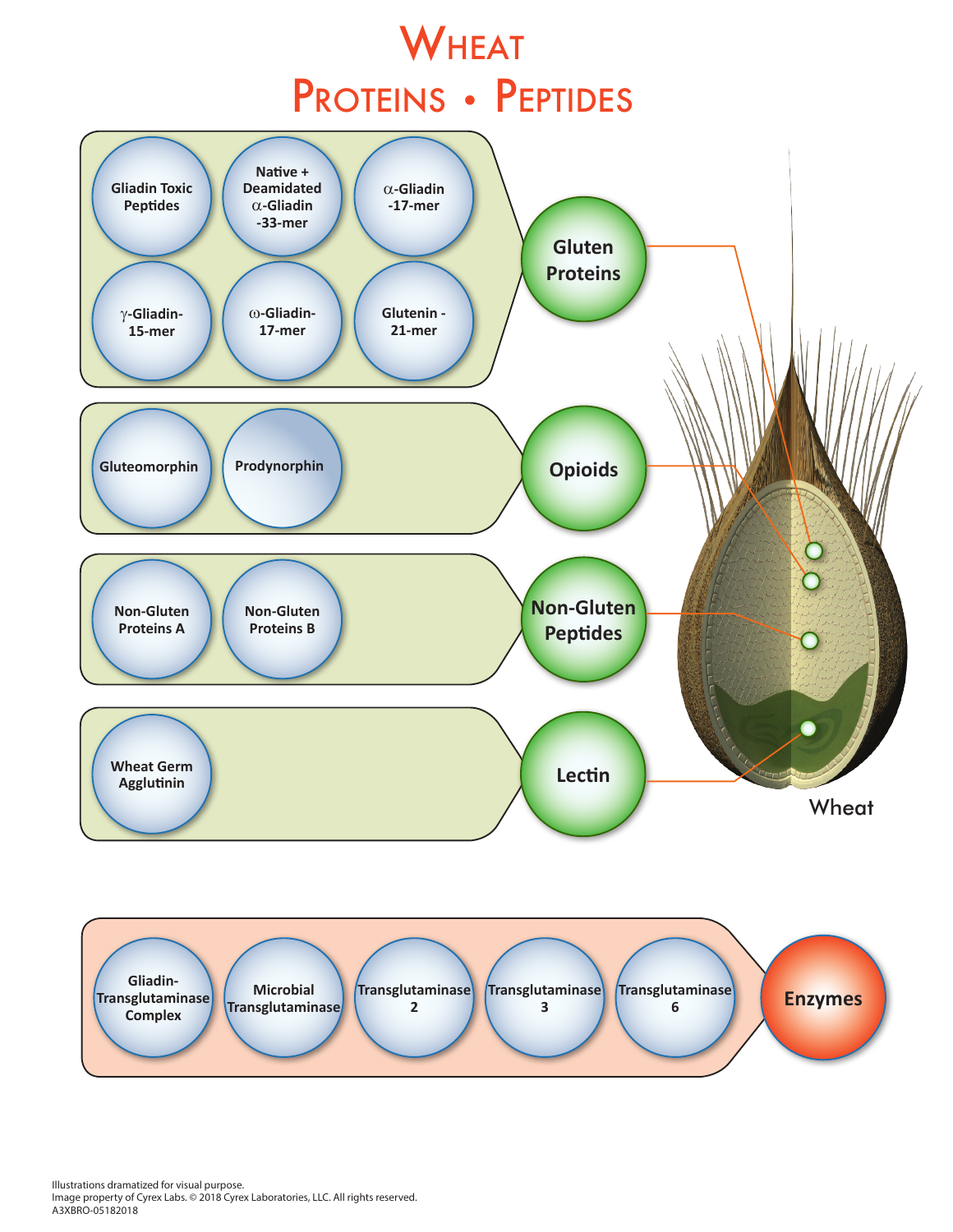# Wheat

## Proteins • Peptides

### Gluten Proteins

- Gliadin Toxic Peptides
- Native + Deamidated α-Gliadin -33-mer
- α-Gliadin -17-mer
- γ-Gliadin-15-mer
- ω-Gliadin-17-mer
- Glutenin - 21-mer

### Opioids

- Gluteomorphin
- Prodynorphin

### Non-Gluten Peptides

- Non-Gluten Proteins A
- Non-Gluten Proteins B

### Lectin

- Wheat Germ Agglutinin

Wheat

### Enzymes

- Gliadin-Transglutaminase Complex
- Microbial Transglutaminase
- Transglutaminase 2
- Transglutaminase 3
- Transglutaminase 6

Illustrations dramatized for visual purpose.
Image property of Cyrex Labs. © 2018 Cyrex Laboratories, LLC. All rights reserved.
A3XBRO-05182018